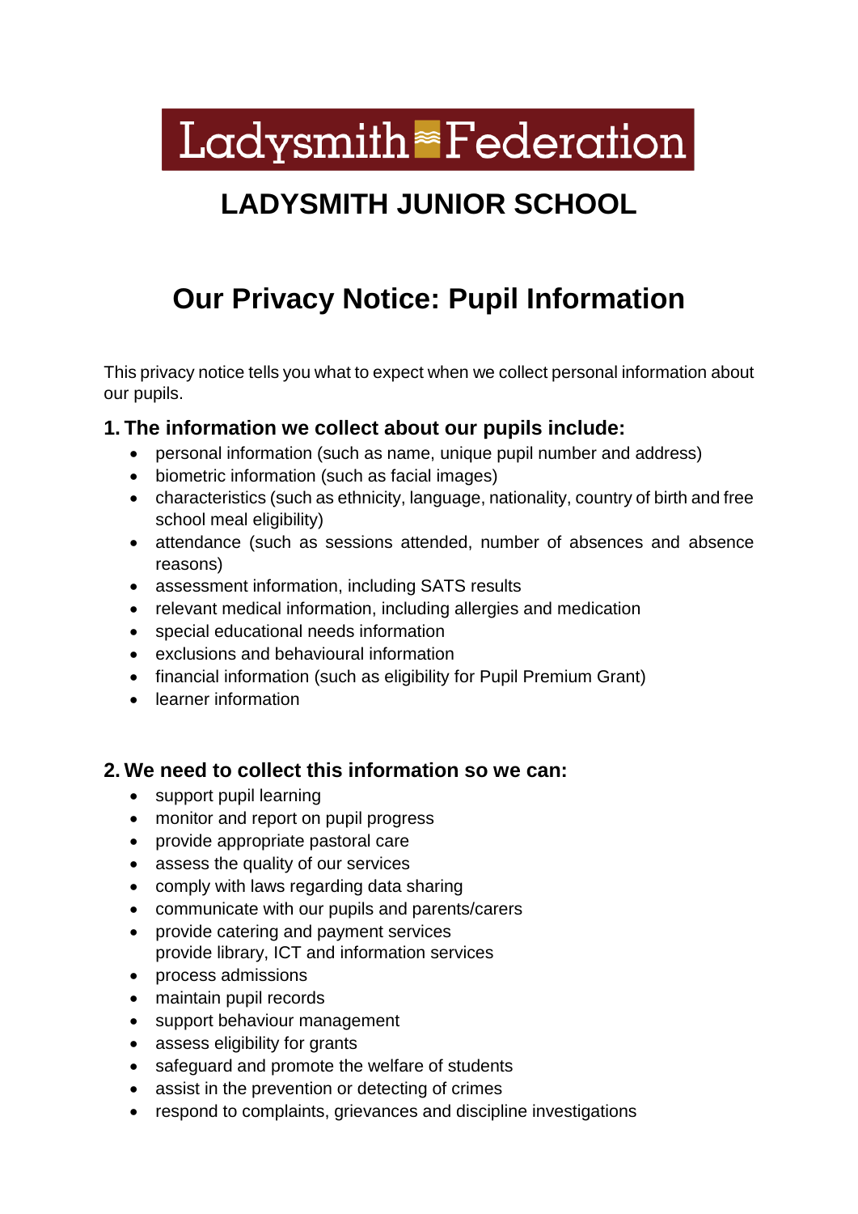Ladysmith Federation

# LADYSMITH JUNIOR SCHOOL

# Our Privacy Notice: Pupil Information

This privacy notice tells you what to expect when we collect personal information about our pupils.

## 1. The information we collect about our pupils include:

- personal information (such as name, unique pupil number and address)
- biometric information (such as facial images)
- characteristics (such as ethnicity, language, nationality, country of birth and free school meal eligibility)
- attendance (such as sessions attended, number of absences and absence reasons)
- assessment information, including SATS results
- relevant medical information, including allergies and medication
- special educational needs information
- exclusions and behavioural information
- financial information (such as eligibility for Pupil Premium Grant)
- learner information

## 2. We need to collect this information so we can:

- support pupil learning
- monitor and report on pupil progress
- provide appropriate pastoral care
- assess the quality of our services
- comply with laws regarding data sharing
- communicate with our pupils and parents/carers
- provide catering and payment services
  provide library, ICT and information services
- process admissions
- maintain pupil records
- support behaviour management
- assess eligibility for grants
- safeguard and promote the welfare of students
- assist in the prevention or detecting of crimes
- respond to complaints, grievances and discipline investigations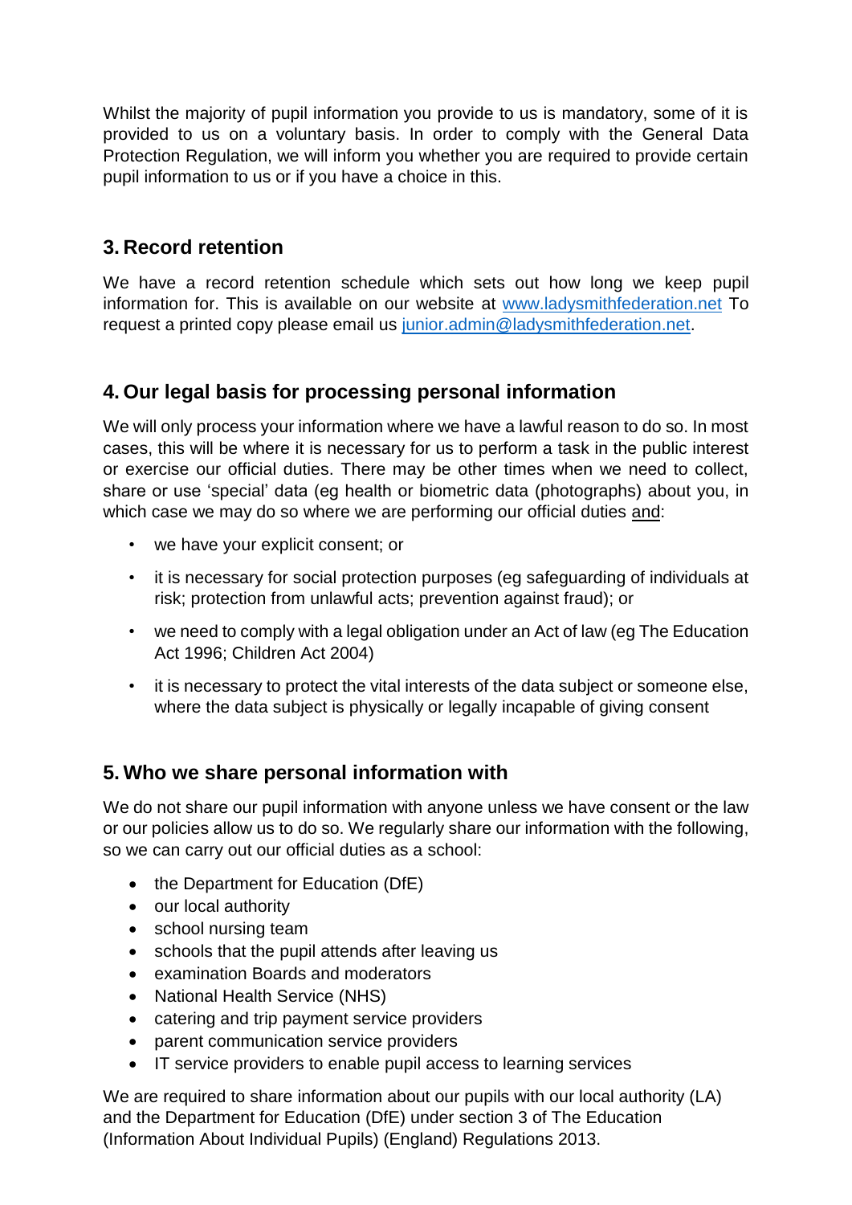Whilst the majority of pupil information you provide to us is mandatory, some of it is provided to us on a voluntary basis. In order to comply with the General Data Protection Regulation, we will inform you whether you are required to provide certain pupil information to us or if you have a choice in this.

## 3. Record retention

We have a record retention schedule which sets out how long we keep pupil information for. This is available on our website at www.ladysmithfederation.net To request a printed copy please email us junior.admin@ladysmithfederation.net.

## 4. Our legal basis for processing personal information

We will only process your information where we have a lawful reason to do so. In most cases, this will be where it is necessary for us to perform a task in the public interest or exercise our official duties. There may be other times when we need to collect, share or use 'special' data (eg health or biometric data (photographs) about you, in which case we may do so where we are performing our official duties and:

- we have your explicit consent; or
- it is necessary for social protection purposes (eg safeguarding of individuals at risk; protection from unlawful acts; prevention against fraud); or
- we need to comply with a legal obligation under an Act of law (eg The Education Act 1996; Children Act 2004)
- it is necessary to protect the vital interests of the data subject or someone else, where the data subject is physically or legally incapable of giving consent

## 5. Who we share personal information with

We do not share our pupil information with anyone unless we have consent or the law or our policies allow us to do so. We regularly share our information with the following, so we can carry out our official duties as a school:

- the Department for Education (DfE)
- our local authority
- school nursing team
- schools that the pupil attends after leaving us
- examination Boards and moderators
- National Health Service (NHS)
- catering and trip payment service providers
- parent communication service providers
- IT service providers to enable pupil access to learning services

We are required to share information about our pupils with our local authority (LA) and the Department for Education (DfE) under section 3 of The Education (Information About Individual Pupils) (England) Regulations 2013.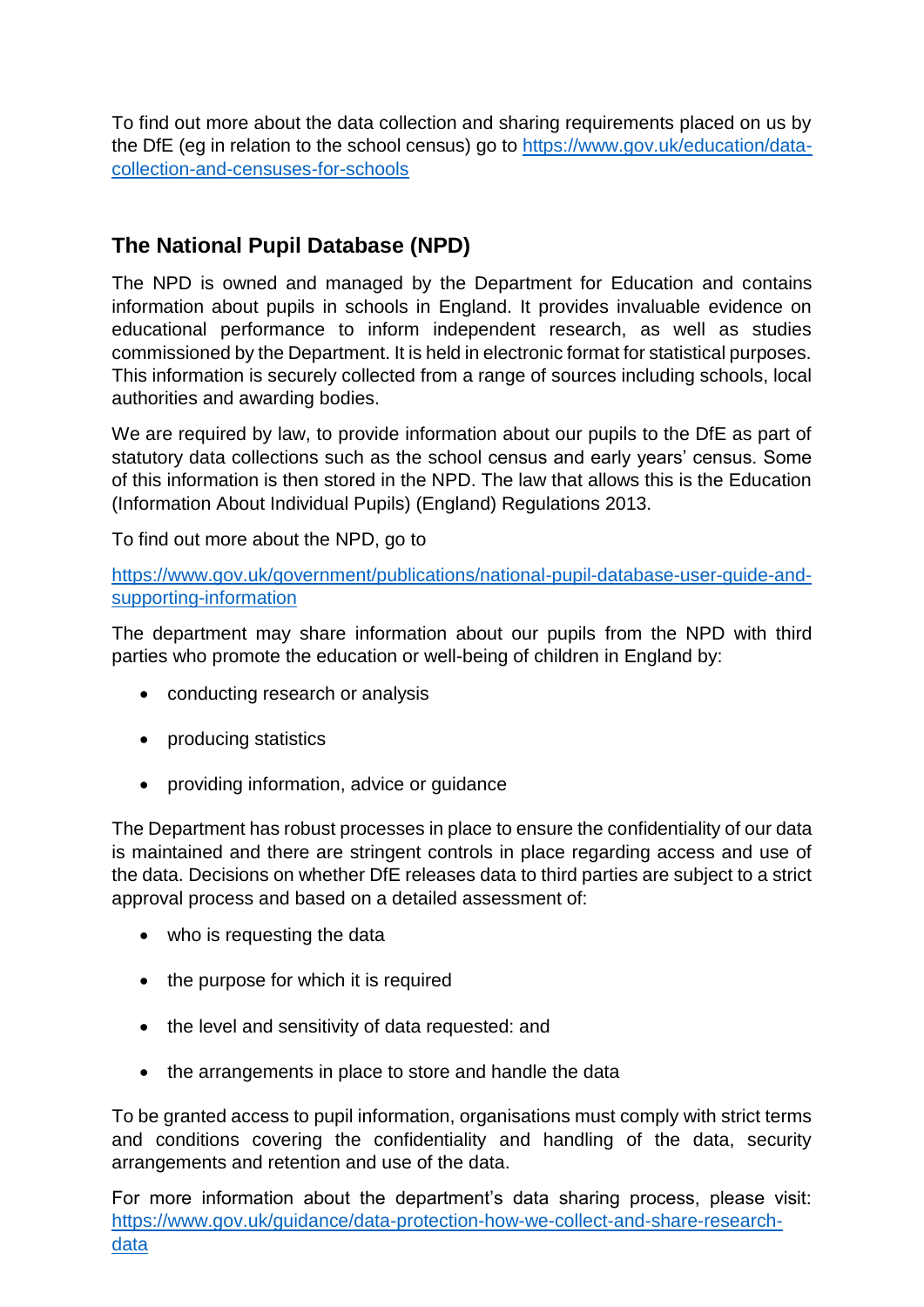To find out more about the data collection and sharing requirements placed on us by the DfE (eg in relation to the school census) go to [https://www.gov.uk/education/data-collection-and-censuses-for-schools](https://www.gov.uk/education/data-collection-and-censuses-for-schools)

## The National Pupil Database (NPD)

The NPD is owned and managed by the Department for Education and contains information about pupils in schools in England. It provides invaluable evidence on educational performance to inform independent research, as well as studies commissioned by the Department. It is held in electronic format for statistical purposes. This information is securely collected from a range of sources including schools, local authorities and awarding bodies.

We are required by law, to provide information about our pupils to the DfE as part of statutory data collections such as the school census and early years' census. Some of this information is then stored in the NPD. The law that allows this is the Education (Information About Individual Pupils) (England) Regulations 2013.

To find out more about the NPD, go to

[https://www.gov.uk/government/publications/national-pupil-database-user-guide-and-supporting-information](https://www.gov.uk/government/publications/national-pupil-database-user-guide-and-supporting-information)

The department may share information about our pupils from the NPD with third parties who promote the education or well-being of children in England by:

- conducting research or analysis
- producing statistics
- providing information, advice or guidance

The Department has robust processes in place to ensure the confidentiality of our data is maintained and there are stringent controls in place regarding access and use of the data. Decisions on whether DfE releases data to third parties are subject to a strict approval process and based on a detailed assessment of:

- who is requesting the data
- the purpose for which it is required
- the level and sensitivity of data requested: and
- the arrangements in place to store and handle the data

To be granted access to pupil information, organisations must comply with strict terms and conditions covering the confidentiality and handling of the data, security arrangements and retention and use of the data.

For more information about the department's data sharing process, please visit: [https://www.gov.uk/guidance/data-protection-how-we-collect-and-share-research-data](https://www.gov.uk/guidance/data-protection-how-we-collect-and-share-research-data)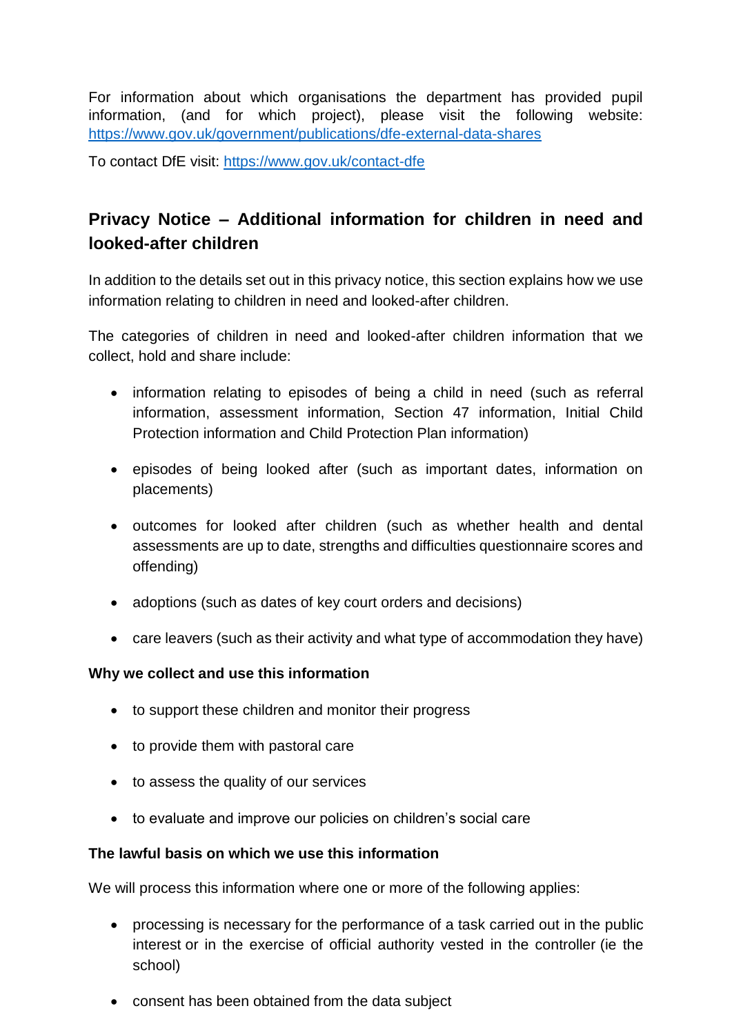For information about which organisations the department has provided pupil information, (and for which project), please visit the following website: [https://www.gov.uk/government/publications/dfe-external-data-shares](https://www.gov.uk/government/publications/dfe-external-data-shares)

To contact DfE visit: [https://www.gov.uk/contact-dfe](https://www.gov.uk/contact-dfe)

## Privacy Notice – Additional information for children in need and looked-after children

In addition to the details set out in this privacy notice, this section explains how we use information relating to children in need and looked-after children.

The categories of children in need and looked-after children information that we collect, hold and share include:

- information relating to episodes of being a child in need (such as referral information, assessment information, Section 47 information, Initial Child Protection information and Child Protection Plan information)
- episodes of being looked after (such as important dates, information on placements)
- outcomes for looked after children (such as whether health and dental assessments are up to date, strengths and difficulties questionnaire scores and offending)
- adoptions (such as dates of key court orders and decisions)
- care leavers (such as their activity and what type of accommodation they have)

**Why we collect and use this information**

- to support these children and monitor their progress
- to provide them with pastoral care
- to assess the quality of our services
- to evaluate and improve our policies on children's social care

**The lawful basis on which we use this information**

We will process this information where one or more of the following applies:

- processing is necessary for the performance of a task carried out in the public interest or in the exercise of official authority vested in the controller (ie the school)
- consent has been obtained from the data subject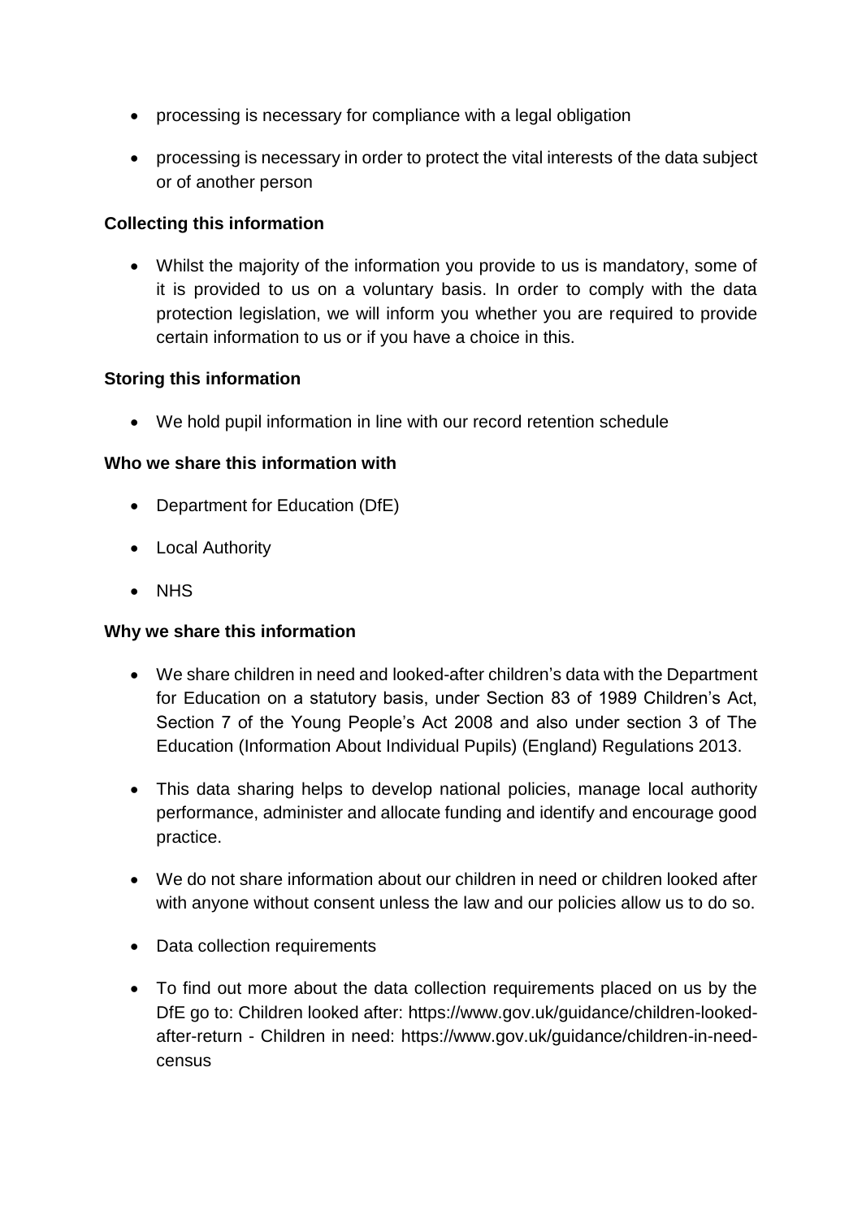- processing is necessary for compliance with a legal obligation
- processing is necessary in order to protect the vital interests of the data subject or of another person

**Collecting this information**

- Whilst the majority of the information you provide to us is mandatory, some of it is provided to us on a voluntary basis. In order to comply with the data protection legislation, we will inform you whether you are required to provide certain information to us or if you have a choice in this.

**Storing this information**

- We hold pupil information in line with our record retention schedule

**Who we share this information with**

- Department for Education (DfE)
- Local Authority
- NHS

**Why we share this information**

- We share children in need and looked-after children's data with the Department for Education on a statutory basis, under Section 83 of 1989 Children's Act, Section 7 of the Young People's Act 2008 and also under section 3 of The Education (Information About Individual Pupils) (England) Regulations 2013.
- This data sharing helps to develop national policies, manage local authority performance, administer and allocate funding and identify and encourage good practice.
- We do not share information about our children in need or children looked after with anyone without consent unless the law and our policies allow us to do so.
- Data collection requirements
- To find out more about the data collection requirements placed on us by the DfE go to: Children looked after: https://www.gov.uk/guidance/children-looked-after-return - Children in need: https://www.gov.uk/guidance/children-in-need-census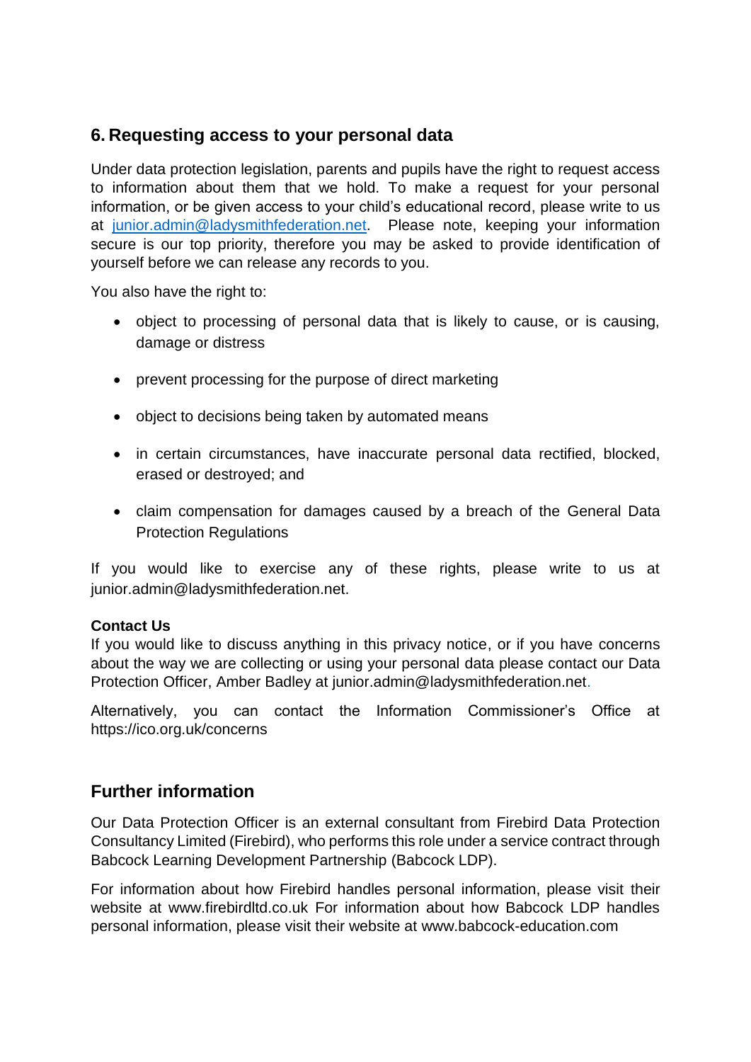## 6. Requesting access to your personal data

Under data protection legislation, parents and pupils have the right to request access to information about them that we hold. To make a request for your personal information, or be given access to your child's educational record, please write to us at junior.admin@ladysmithfederation.net. Please note, keeping your information secure is our top priority, therefore you may be asked to provide identification of yourself before we can release any records to you.

You also have the right to:

- object to processing of personal data that is likely to cause, or is causing, damage or distress
- prevent processing for the purpose of direct marketing
- object to decisions being taken by automated means
- in certain circumstances, have inaccurate personal data rectified, blocked, erased or destroyed; and
- claim compensation for damages caused by a breach of the General Data Protection Regulations

If you would like to exercise any of these rights, please write to us at junior.admin@ladysmithfederation.net.

**Contact Us**
If you would like to discuss anything in this privacy notice, or if you have concerns about the way we are collecting or using your personal data please contact our Data Protection Officer, Amber Badley at junior.admin@ladysmithfederation.net.

Alternatively, you can contact the Information Commissioner's Office at https://ico.org.uk/concerns

## Further information

Our Data Protection Officer is an external consultant from Firebird Data Protection Consultancy Limited (Firebird), who performs this role under a service contract through Babcock Learning Development Partnership (Babcock LDP).

For information about how Firebird handles personal information, please visit their website at www.firebirdltd.co.uk For information about how Babcock LDP handles personal information, please visit their website at www.babcock-education.com